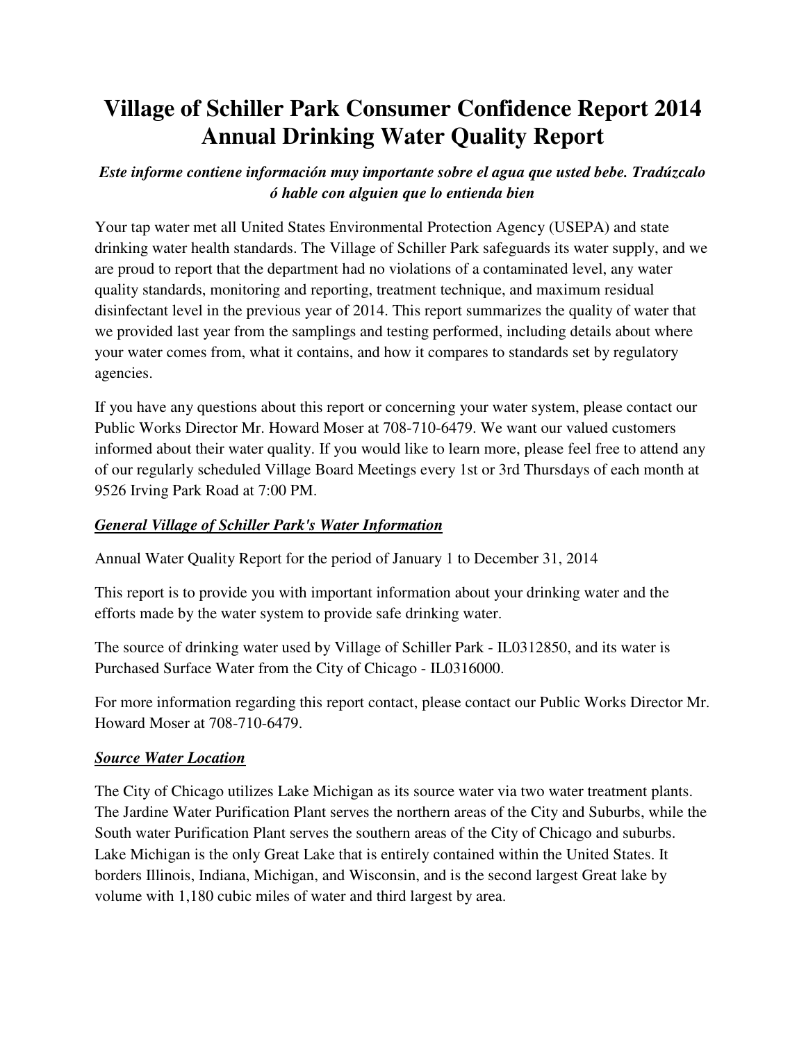# Village of Schiller Park Consumer Confidence Report 2014 Annual Drinking Water Quality Report

***Este informe contiene información muy importante sobre el agua que usted bebe. Tradúzcalo ó hable con alguien que lo entienda bien***

Your tap water met all United States Environmental Protection Agency (USEPA) and state drinking water health standards. The Village of Schiller Park safeguards its water supply, and we are proud to report that the department had no violations of a contaminated level, any water quality standards, monitoring and reporting, treatment technique, and maximum residual disinfectant level in the previous year of 2014. This report summarizes the quality of water that we provided last year from the samplings and testing performed, including details about where your water comes from, what it contains, and how it compares to standards set by regulatory agencies.

If you have any questions about this report or concerning your water system, please contact our Public Works Director Mr. Howard Moser at 708-710-6479. We want our valued customers informed about their water quality. If you would like to learn more, please feel free to attend any of our regularly scheduled Village Board Meetings every 1st or 3rd Thursdays of each month at 9526 Irving Park Road at 7:00 PM.

***General Village of Schiller Park's Water Information***

Annual Water Quality Report for the period of January 1 to December 31, 2014

This report is to provide you with important information about your drinking water and the efforts made by the water system to provide safe drinking water.

The source of drinking water used by Village of Schiller Park - IL0312850, and its water is Purchased Surface Water from the City of Chicago - IL0316000.

For more information regarding this report contact, please contact our Public Works Director Mr. Howard Moser at 708-710-6479.

***Source Water Location***

The City of Chicago utilizes Lake Michigan as its source water via two water treatment plants. The Jardine Water Purification Plant serves the northern areas of the City and Suburbs, while the South water Purification Plant serves the southern areas of the City of Chicago and suburbs. Lake Michigan is the only Great Lake that is entirely contained within the United States. It borders Illinois, Indiana, Michigan, and Wisconsin, and is the second largest Great lake by volume with 1,180 cubic miles of water and third largest by area.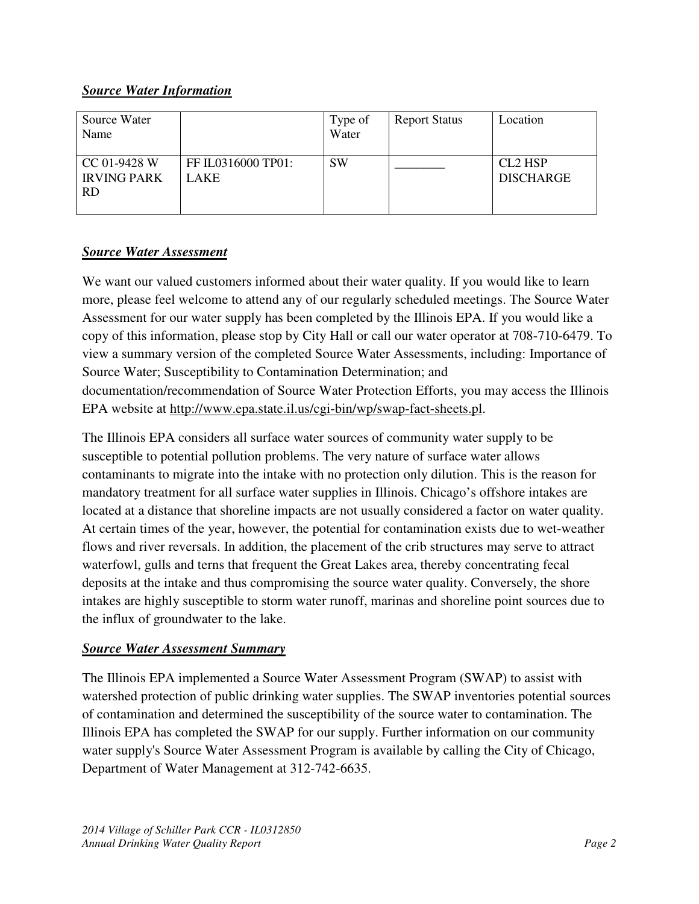## ***Source Water Information***

| Source Water Name | | Type of Water | Report Status | Location |
|---|---|---|---|---|
| CC 01-9428 W IRVING PARK RD | FF IL0316000 TP01: LAKE | SW | ________ | CL2 HSP DISCHARGE |

## ***Source Water Assessment***

We want our valued customers informed about their water quality. If you would like to learn more, please feel welcome to attend any of our regularly scheduled meetings. The Source Water Assessment for our water supply has been completed by the Illinois EPA. If you would like a copy of this information, please stop by City Hall or call our water operator at 708-710-6479. To view a summary version of the completed Source Water Assessments, including: Importance of Source Water; Susceptibility to Contamination Determination; and documentation/recommendation of Source Water Protection Efforts, you may access the Illinois EPA website at http://www.epa.state.il.us/cgi-bin/wp/swap-fact-sheets.pl.

The Illinois EPA considers all surface water sources of community water supply to be susceptible to potential pollution problems. The very nature of surface water allows contaminants to migrate into the intake with no protection only dilution. This is the reason for mandatory treatment for all surface water supplies in Illinois. Chicago's offshore intakes are located at a distance that shoreline impacts are not usually considered a factor on water quality. At certain times of the year, however, the potential for contamination exists due to wet-weather flows and river reversals. In addition, the placement of the crib structures may serve to attract waterfowl, gulls and terns that frequent the Great Lakes area, thereby concentrating fecal deposits at the intake and thus compromising the source water quality. Conversely, the shore intakes are highly susceptible to storm water runoff, marinas and shoreline point sources due to the influx of groundwater to the lake.

## ***Source Water Assessment Summary***

The Illinois EPA implemented a Source Water Assessment Program (SWAP) to assist with watershed protection of public drinking water supplies. The SWAP inventories potential sources of contamination and determined the susceptibility of the source water to contamination. The Illinois EPA has completed the SWAP for our supply. Further information on our community water supply's Source Water Assessment Program is available by calling the City of Chicago, Department of Water Management at 312-742-6635.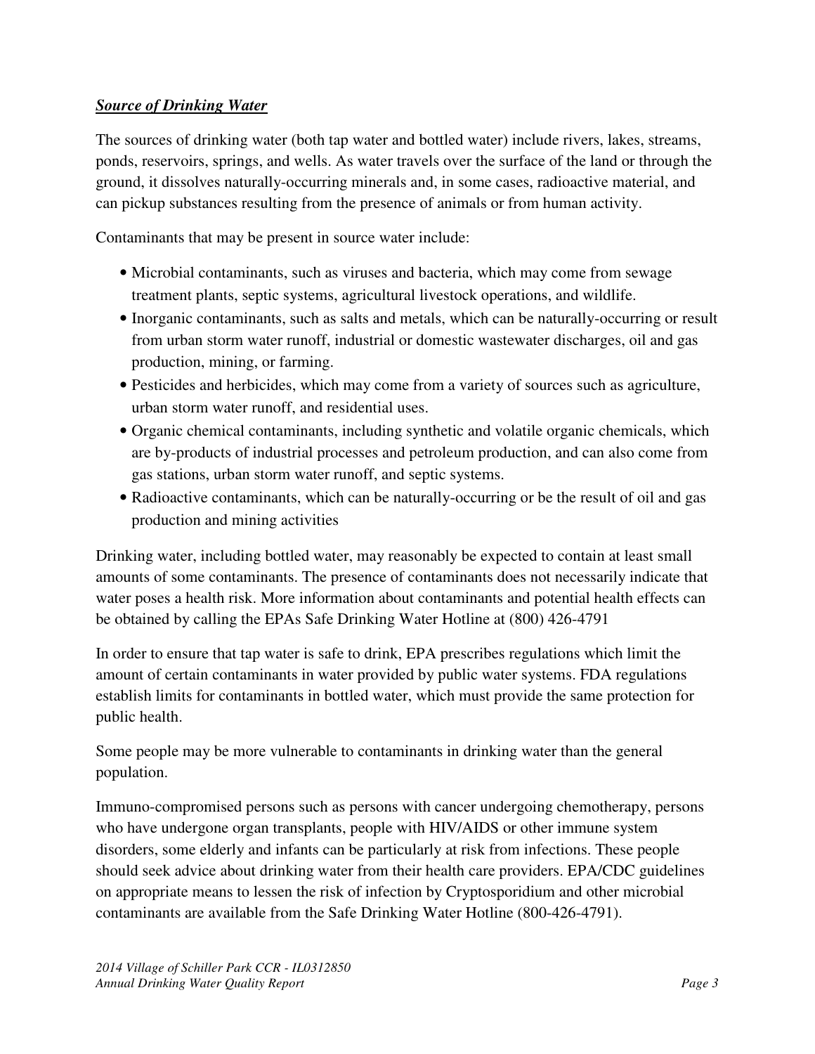***Source of Drinking Water***

The sources of drinking water (both tap water and bottled water) include rivers, lakes, streams, ponds, reservoirs, springs, and wells. As water travels over the surface of the land or through the ground, it dissolves naturally-occurring minerals and, in some cases, radioactive material, and can pickup substances resulting from the presence of animals or from human activity.

Contaminants that may be present in source water include:

- Microbial contaminants, such as viruses and bacteria, which may come from sewage treatment plants, septic systems, agricultural livestock operations, and wildlife.
- Inorganic contaminants, such as salts and metals, which can be naturally-occurring or result from urban storm water runoff, industrial or domestic wastewater discharges, oil and gas production, mining, or farming.
- Pesticides and herbicides, which may come from a variety of sources such as agriculture, urban storm water runoff, and residential uses.
- Organic chemical contaminants, including synthetic and volatile organic chemicals, which are by-products of industrial processes and petroleum production, and can also come from gas stations, urban storm water runoff, and septic systems.
- Radioactive contaminants, which can be naturally-occurring or be the result of oil and gas production and mining activities

Drinking water, including bottled water, may reasonably be expected to contain at least small amounts of some contaminants. The presence of contaminants does not necessarily indicate that water poses a health risk. More information about contaminants and potential health effects can be obtained by calling the EPAs Safe Drinking Water Hotline at (800) 426-4791

In order to ensure that tap water is safe to drink, EPA prescribes regulations which limit the amount of certain contaminants in water provided by public water systems. FDA regulations establish limits for contaminants in bottled water, which must provide the same protection for public health.

Some people may be more vulnerable to contaminants in drinking water than the general population.

Immuno-compromised persons such as persons with cancer undergoing chemotherapy, persons who have undergone organ transplants, people with HIV/AIDS or other immune system disorders, some elderly and infants can be particularly at risk from infections. These people should seek advice about drinking water from their health care providers. EPA/CDC guidelines on appropriate means to lessen the risk of infection by Cryptosporidium and other microbial contaminants are available from the Safe Drinking Water Hotline (800-426-4791).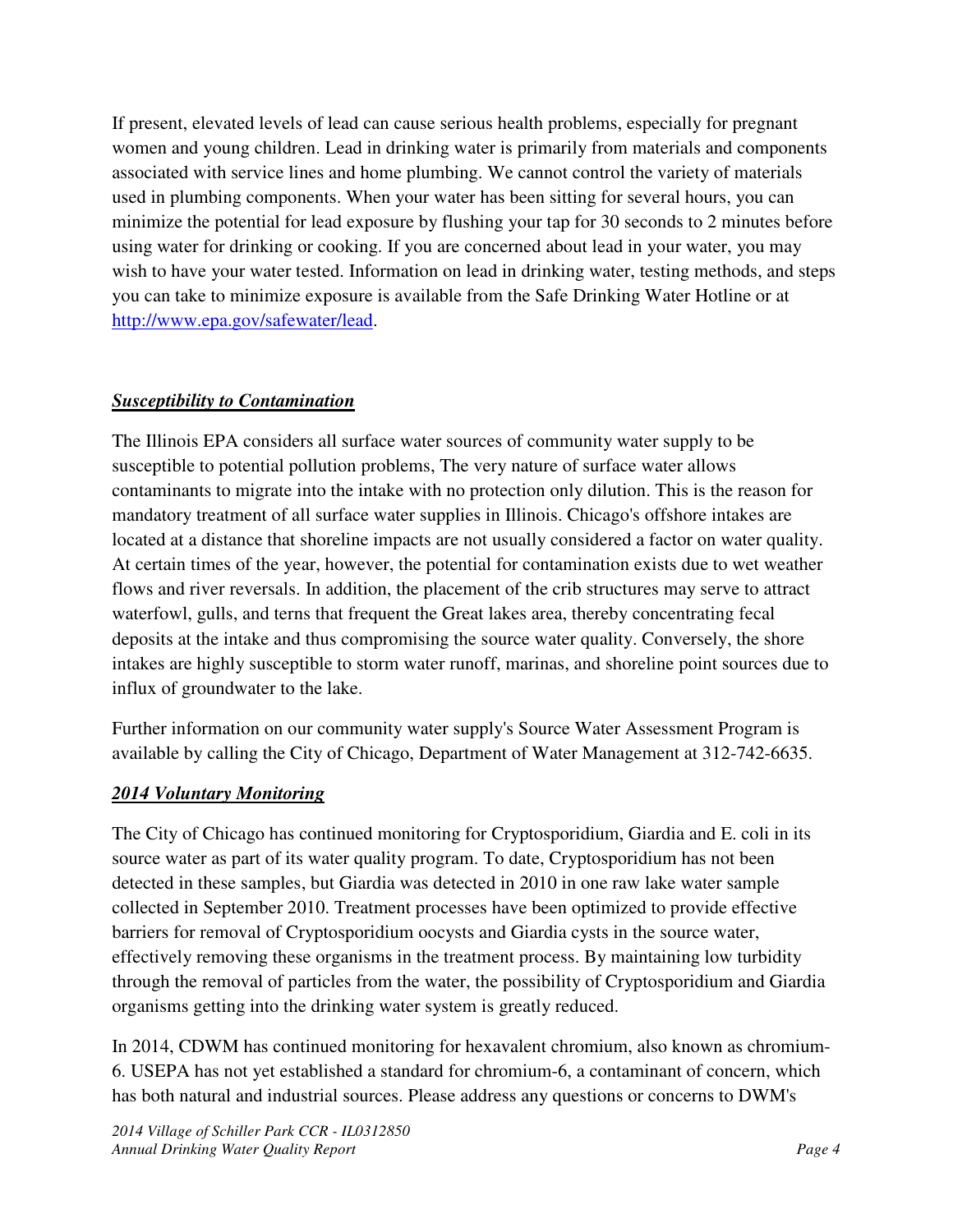If present, elevated levels of lead can cause serious health problems, especially for pregnant women and young children. Lead in drinking water is primarily from materials and components associated with service lines and home plumbing. We cannot control the variety of materials used in plumbing components. When your water has been sitting for several hours, you can minimize the potential for lead exposure by flushing your tap for 30 seconds to 2 minutes before using water for drinking or cooking. If you are concerned about lead in your water, you may wish to have your water tested. Information on lead in drinking water, testing methods, and steps you can take to minimize exposure is available from the Safe Drinking Water Hotline or at [http://www.epa.gov/safewater/lead](http://www.epa.gov/safewater/lead).

### ***Susceptibility to Contamination***

The Illinois EPA considers all surface water sources of community water supply to be susceptible to potential pollution problems, The very nature of surface water allows contaminants to migrate into the intake with no protection only dilution. This is the reason for mandatory treatment of all surface water supplies in Illinois. Chicago's offshore intakes are located at a distance that shoreline impacts are not usually considered a factor on water quality. At certain times of the year, however, the potential for contamination exists due to wet weather flows and river reversals. In addition, the placement of the crib structures may serve to attract waterfowl, gulls, and terns that frequent the Great lakes area, thereby concentrating fecal deposits at the intake and thus compromising the source water quality. Conversely, the shore intakes are highly susceptible to storm water runoff, marinas, and shoreline point sources due to influx of groundwater to the lake.

Further information on our community water supply's Source Water Assessment Program is available by calling the City of Chicago, Department of Water Management at 312-742-6635.

### ***2014 Voluntary Monitoring***

The City of Chicago has continued monitoring for Cryptosporidium, Giardia and E. coli in its source water as part of its water quality program. To date, Cryptosporidium has not been detected in these samples, but Giardia was detected in 2010 in one raw lake water sample collected in September 2010. Treatment processes have been optimized to provide effective barriers for removal of Cryptosporidium oocysts and Giardia cysts in the source water, effectively removing these organisms in the treatment process. By maintaining low turbidity through the removal of particles from the water, the possibility of Cryptosporidium and Giardia organisms getting into the drinking water system is greatly reduced.

In 2014, CDWM has continued monitoring for hexavalent chromium, also known as chromium-6. USEPA has not yet established a standard for chromium-6, a contaminant of concern, which has both natural and industrial sources. Please address any questions or concerns to DWM's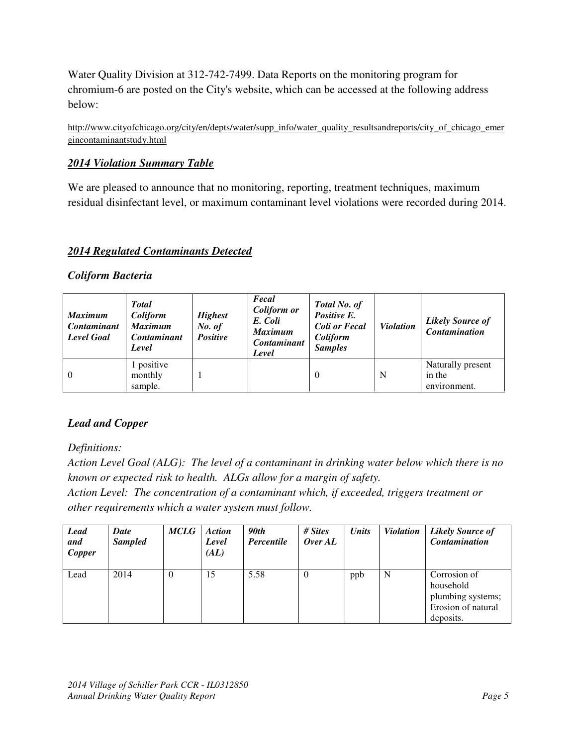Water Quality Division at 312-742-7499. Data Reports on the monitoring program for chromium-6 are posted on the City's website, which can be accessed at the following address below:

http://www.cityofchicago.org/city/en/depts/water/supp_info/water_quality_resultsandreports/city_of_chicago_emergincontaminantstudy.html

***2014 Violation Summary Table***

We are pleased to announce that no monitoring, reporting, treatment techniques, maximum residual disinfectant level, or maximum contaminant level violations were recorded during 2014.

***2014 Regulated Contaminants Detected***

***Coliform Bacteria***

| *Maximum Contaminant Level Goal* | *Total Coliform Maximum Contaminant Level* | *Highest No. of Positive* | *Fecal Coliform or E. Coli Maximum Contaminant Level* | *Total No. of Positive E. Coli or Fecal Coliform Samples* | *Violation* | *Likely Source of Contamination* |
|---|---|---|---|---|---|---|
| 0 | 1 positive monthly sample. | 1 | | 0 | N | Naturally present in the environment. |

***Lead and Copper***

*Definitions:*
*Action Level Goal (ALG): The level of a contaminant in drinking water below which there is no known or expected risk to health. ALGs allow for a margin of safety.*
*Action Level: The concentration of a contaminant which, if exceeded, triggers treatment or other requirements which a water system must follow.*

| *Lead and Copper* | *Date Sampled* | *MCLG* | *Action Level (AL)* | *90th Percentile* | *# Sites Over AL* | *Units* | *Violation* | *Likely Source of Contamination* |
|---|---|---|---|---|---|---|---|---|
| Lead | 2014 | 0 | 15 | 5.58 | 0 | ppb | N | Corrosion of household plumbing systems; Erosion of natural deposits. |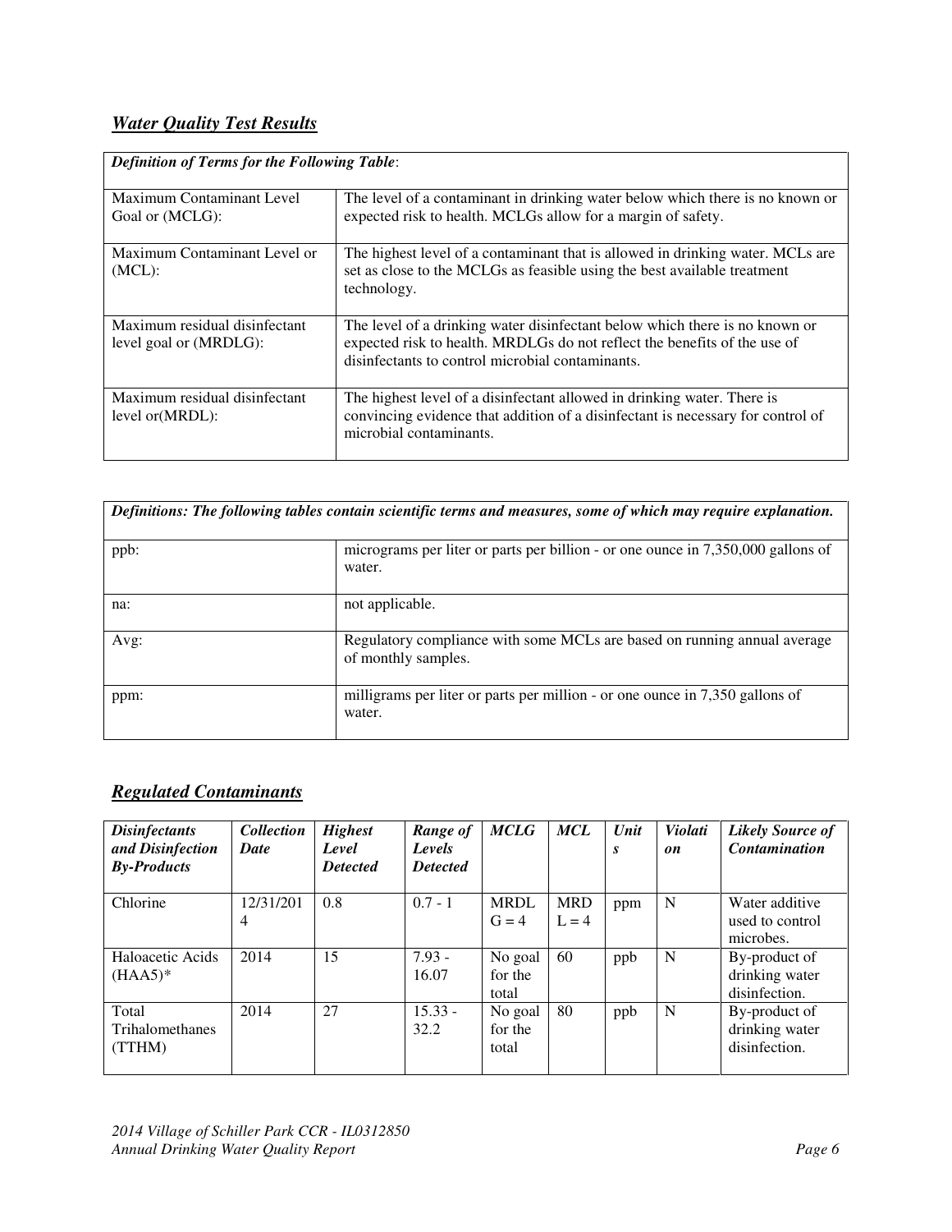## ***Water Quality Test Results***

| ***Definition of Terms for the Following Table*:** | |
|---|---|
| Maximum Contaminant Level Goal or (MCLG): | The level of a contaminant in drinking water below which there is no known or expected risk to health. MCLGs allow for a margin of safety. |
| Maximum Contaminant Level or (MCL): | The highest level of a contaminant that is allowed in drinking water. MCLs are set as close to the MCLGs as feasible using the best available treatment technology. |
| Maximum residual disinfectant level goal or (MRDLG): | The level of a drinking water disinfectant below which there is no known or expected risk to health. MRDLGs do not reflect the benefits of the use of disinfectants to control microbial contaminants. |
| Maximum residual disinfectant level or(MRDL): | The highest level of a disinfectant allowed in drinking water. There is convincing evidence that addition of a disinfectant is necessary for control of microbial contaminants. |

| ***Definitions: The following tables contain scientific terms and measures, some of which may require explanation.*** | |
|---|---|
| ppb: | micrograms per liter or parts per billion - or one ounce in 7,350,000 gallons of water. |
| na: | not applicable. |
| Avg: | Regulatory compliance with some MCLs are based on running annual average of monthly samples. |
| ppm: | milligrams per liter or parts per million - or one ounce in 7,350 gallons of water. |

## ***Regulated Contaminants***

| ***Disinfectants and Disinfection By-Products*** | ***Collection Date*** | ***Highest Level Detected*** | ***Range of Levels Detected*** | ***MCLG*** | ***MCL*** | ***Units*** | ***Violation*** | ***Likely Source of Contamination*** |
|---|---|---|---|---|---|---|---|---|
| Chlorine | 12/31/2014 | 0.8 | 0.7 - 1 | MRDLG = 4 | MRDL = 4 | ppm | N | Water additive used to control microbes. |
| Haloacetic Acids (HAA5)* | 2014 | 15 | 7.93 - 16.07 | No goal for the total | 60 | ppb | N | By-product of drinking water disinfection. |
| Total Trihalomethanes (TTHM) | 2014 | 27 | 15.33 - 32.2 | No goal for the total | 80 | ppb | N | By-product of drinking water disinfection. |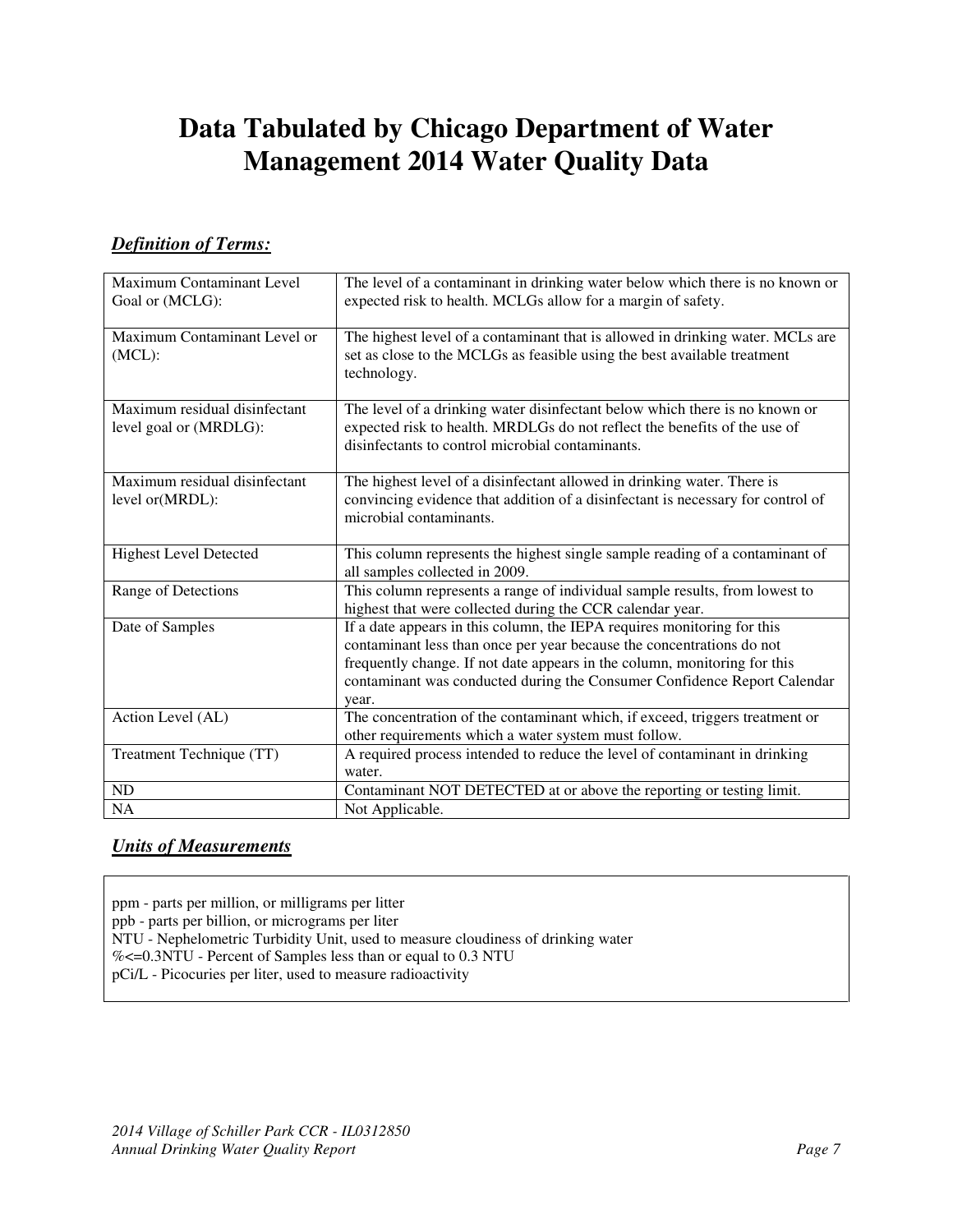# Data Tabulated by Chicago Department of Water Management 2014 Water Quality Data

## *Definition of Terms:*

| | |
|---|---|
| Maximum Contaminant Level Goal or (MCLG): | The level of a contaminant in drinking water below which there is no known or expected risk to health. MCLGs allow for a margin of safety. |
| Maximum Contaminant Level or (MCL): | The highest level of a contaminant that is allowed in drinking water. MCLs are set as close to the MCLGs as feasible using the best available treatment technology. |
| Maximum residual disinfectant level goal or (MRDLG): | The level of a drinking water disinfectant below which there is no known or expected risk to health. MRDLGs do not reflect the benefits of the use of disinfectants to control microbial contaminants. |
| Maximum residual disinfectant level or(MRDL): | The highest level of a disinfectant allowed in drinking water. There is convincing evidence that addition of a disinfectant is necessary for control of microbial contaminants. |
| Highest Level Detected | This column represents the highest single sample reading of a contaminant of all samples collected in 2009. |
| Range of Detections | This column represents a range of individual sample results, from lowest to highest that were collected during the CCR calendar year. |
| Date of Samples | If a date appears in this column, the IEPA requires monitoring for this contaminant less than once per year because the concentrations do not frequently change. If not date appears in the column, monitoring for this contaminant was conducted during the Consumer Confidence Report Calendar year. |
| Action Level (AL) | The concentration of the contaminant which, if exceed, triggers treatment or other requirements which a water system must follow. |
| Treatment Technique (TT) | A required process intended to reduce the level of contaminant in drinking water. |
| ND | Contaminant NOT DETECTED at or above the reporting or testing limit. |
| NA | Not Applicable. |

## *Units of Measurements*

ppm - parts per million, or milligrams per litter
ppb - parts per billion, or micrograms per liter
NTU - Nephelometric Turbidity Unit, used to measure cloudiness of drinking water
%<=0.3NTU - Percent of Samples less than or equal to 0.3 NTU
pCi/L - Picocuries per liter, used to measure radioactivity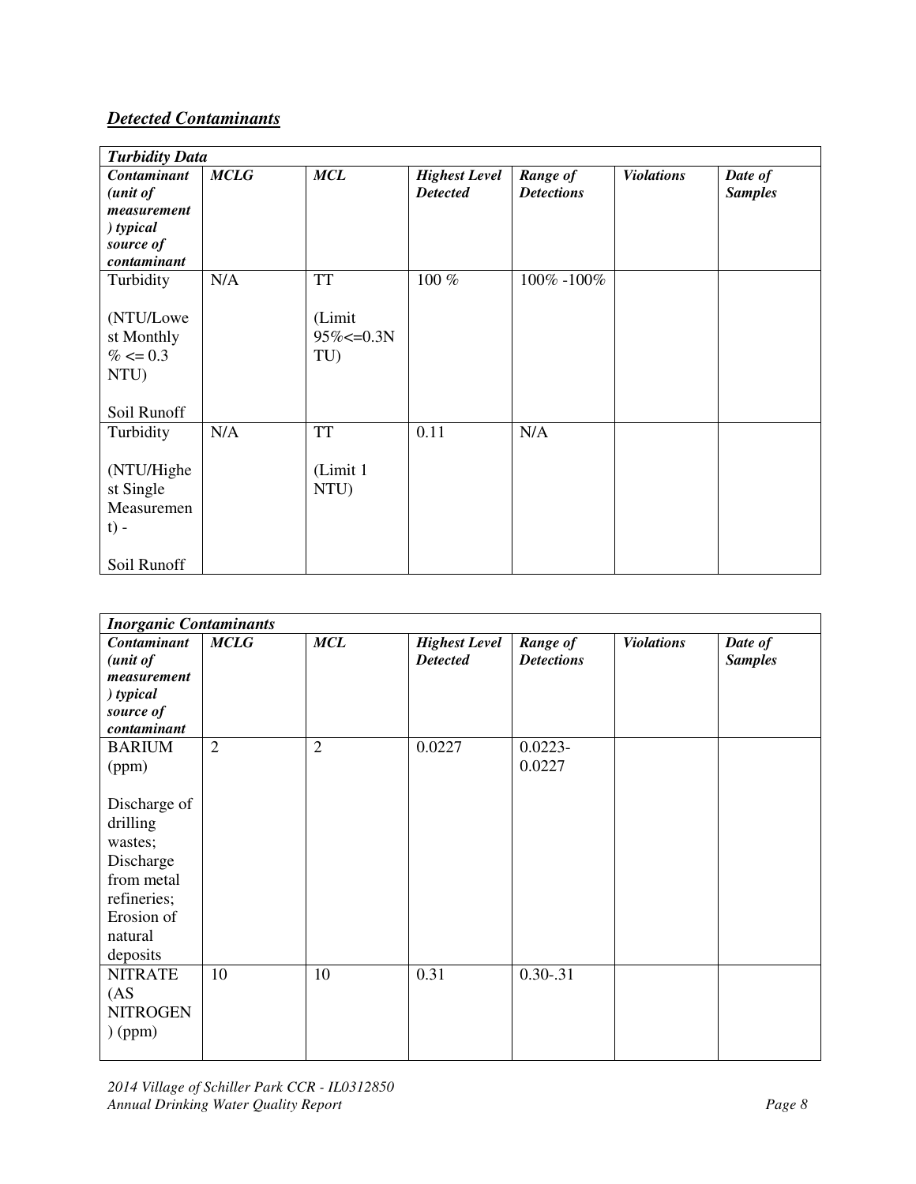## *Detected Contaminants*

| *Turbidity Data* | | | | | | |
|---|---|---|---|---|---|---|
| ***Contaminant (unit of measurement) typical source of contaminant*** | ***MCLG*** | ***MCL*** | ***Highest Level Detected*** | ***Range of Detections*** | ***Violations*** | ***Date of Samples*** |
| Turbidity<br><br>(NTU/Lowest Monthly % <= 0.3 NTU)<br><br>Soil Runoff | N/A | TT<br><br>(Limit 95%<=0.3NTU) | 100 % | 100% -100% | | |
| Turbidity<br><br>(NTU/Highest Single Measurement) -<br><br>Soil Runoff | N/A | TT<br><br>(Limit 1 NTU) | 0.11 | N/A | | |

| *Inorganic Contaminants* | | | | | | |
|---|---|---|---|---|---|---|
| ***Contaminant (unit of measurement) typical source of contaminant*** | ***MCLG*** | ***MCL*** | ***Highest Level Detected*** | ***Range of Detections*** | ***Violations*** | ***Date of Samples*** |
| BARIUM (ppm)<br><br>Discharge of drilling wastes; Discharge from metal refineries; Erosion of natural deposits | 2 | 2 | 0.0227 | 0.0223-0.0227 | | |
| NITRATE (AS NITROGEN) (ppm) | 10 | 10 | 0.31 | 0.30-.31 | | |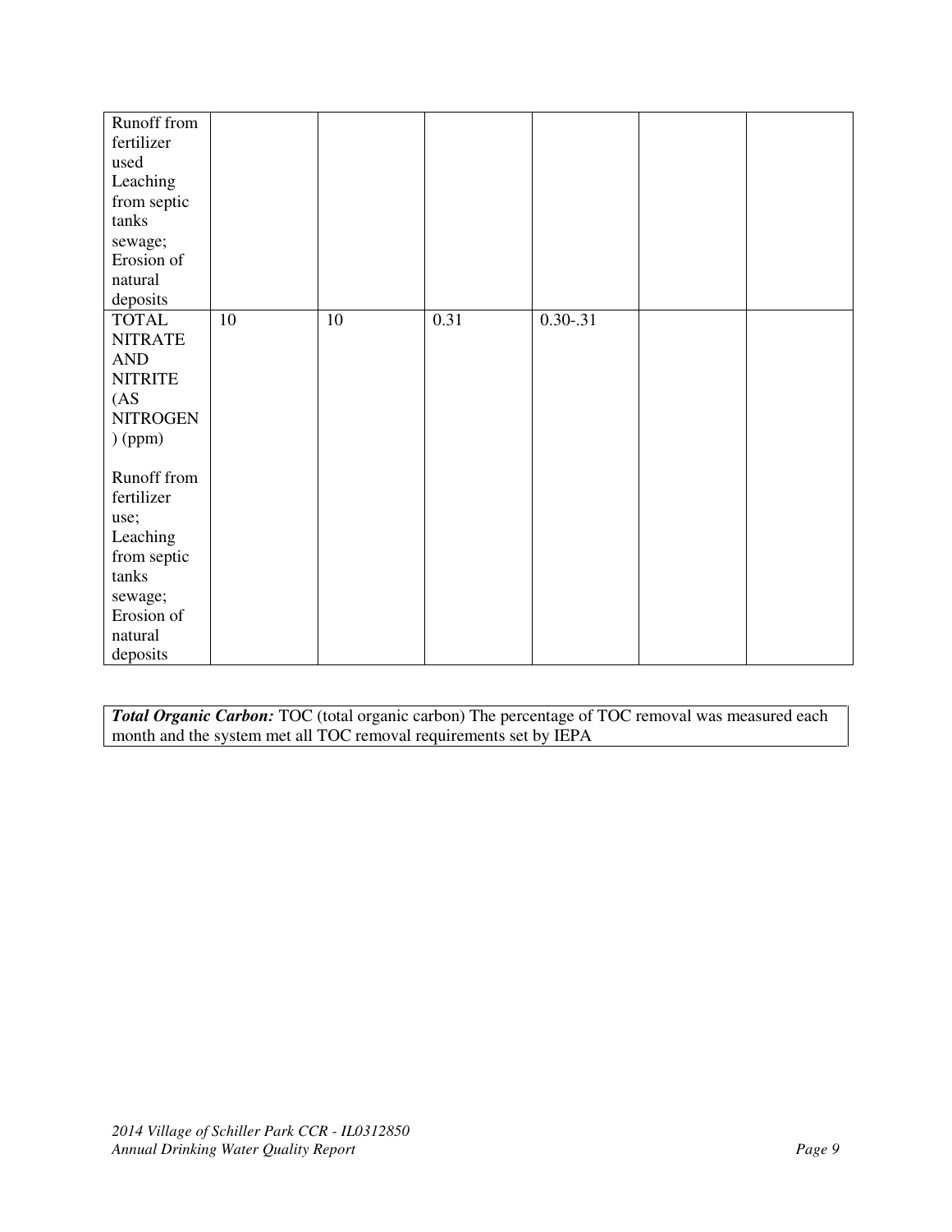| | | | | | | |
|---|---|---|---|---|---|---|
| Runoff from fertilizer used Leaching from septic tanks sewage; Erosion of natural deposits | | | | | | |
| TOTAL NITRATE AND NITRITE (AS NITROGEN) (ppm)<br><br>Runoff from fertilizer use; Leaching from septic tanks sewage; Erosion of natural deposits | 10 | 10 | 0.31 | 0.30-.31 | | |

***Total Organic Carbon:*** TOC (total organic carbon) The percentage of TOC removal was measured each month and the system met all TOC removal requirements set by IEPA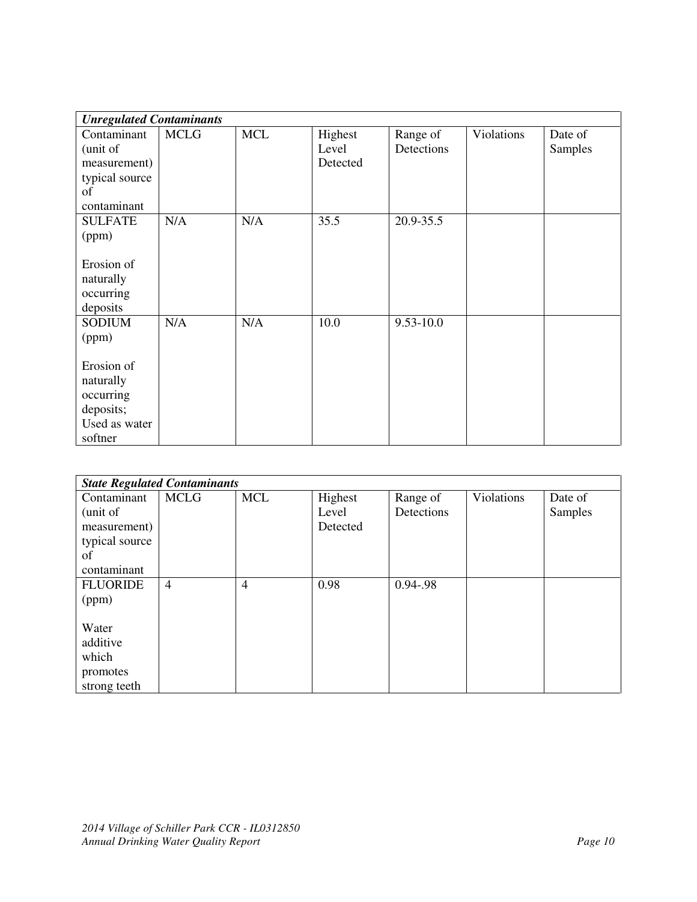| *Unregulated Contaminants* | | | | | | |
|---|---|---|---|---|---|---|
| Contaminant (unit of measurement) typical source of contaminant | MCLG | MCL | Highest Level Detected | Range of Detections | Violations | Date of Samples |
| SULFATE (ppm)<br><br>Erosion of naturally occurring deposits | N/A | N/A | 35.5 | 20.9-35.5 | | |
| SODIUM (ppm)<br><br>Erosion of naturally occurring deposits; Used as water softner | N/A | N/A | 10.0 | 9.53-10.0 | | |

| *State Regulated Contaminants* | | | | | | |
|---|---|---|---|---|---|---|
| Contaminant (unit of measurement) typical source of contaminant | MCLG | MCL | Highest Level Detected | Range of Detections | Violations | Date of Samples |
| FLUORIDE (ppm)<br><br>Water additive which promotes strong teeth | 4 | 4 | 0.98 | 0.94-.98 | | |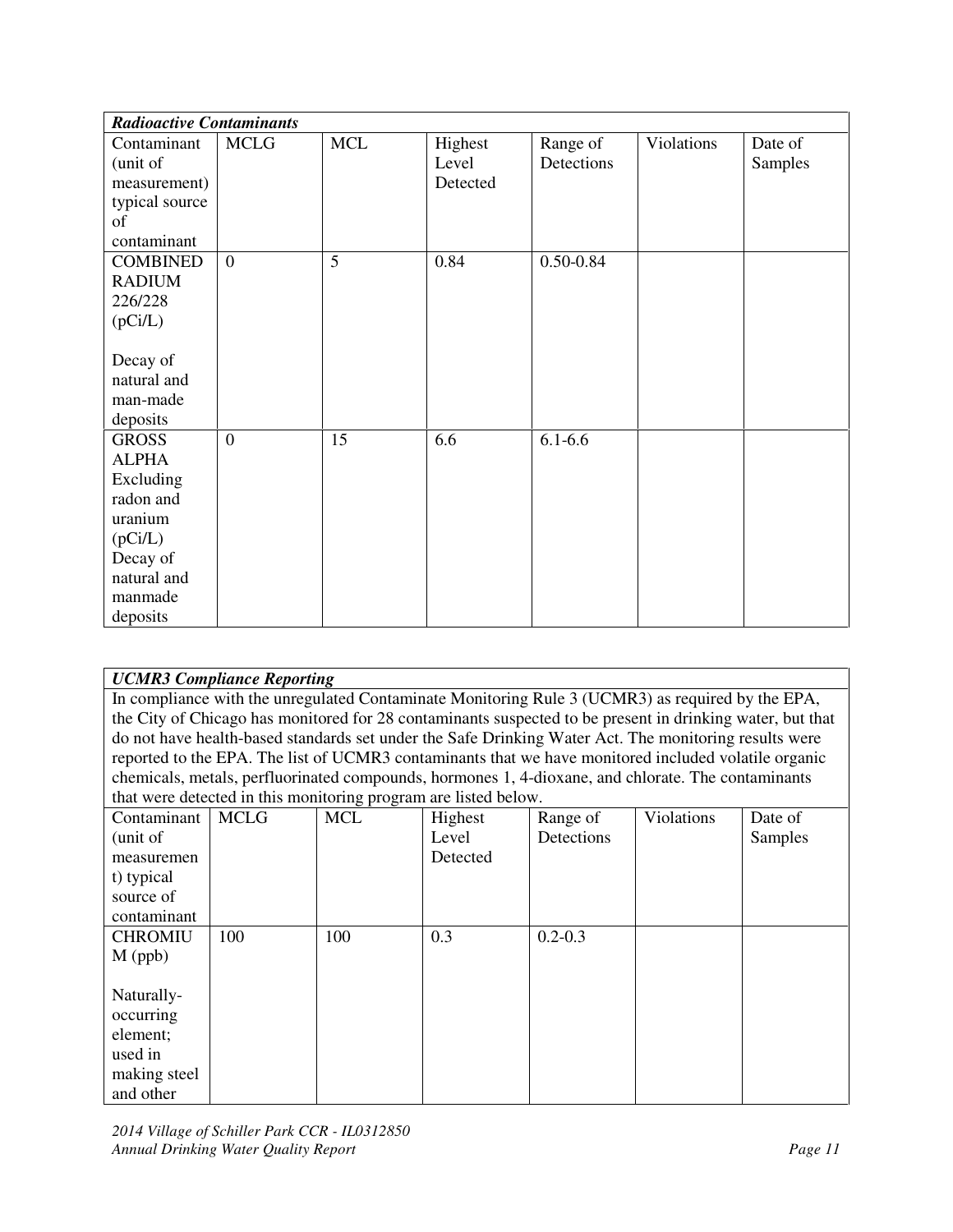| *Radioactive Contaminants* | | | | | | |
|---|---|---|---|---|---|---|
| Contaminant (unit of measurement) typical source of contaminant | MCLG | MCL | Highest Level Detected | Range of Detections | Violations | Date of Samples |
| COMBINED RADIUM 226/228 (pCi/L)<br><br>Decay of natural and man-made deposits | 0 | 5 | 0.84 | 0.50-0.84 | | |
| GROSS ALPHA Excluding radon and uranium (pCi/L) Decay of natural and manmade deposits | 0 | 15 | 6.6 | 6.1-6.6 | | |

| *UCMR3 Compliance Reporting* | | | | | | |
|---|---|---|---|---|---|---|
| In compliance with the unregulated Contaminate Monitoring Rule 3 (UCMR3) as required by the EPA, the City of Chicago has monitored for 28 contaminants suspected to be present in drinking water, but that do not have health-based standards set under the Safe Drinking Water Act. The monitoring results were reported to the EPA. The list of UCMR3 contaminants that we have monitored included volatile organic chemicals, metals, perfluorinated compounds, hormones 1, 4-dioxane, and chlorate. The contaminants that were detected in this monitoring program are listed below. | | | | | | |
| Contaminant (unit of measurement) typical source of contaminant | MCLG | MCL | Highest Level Detected | Range of Detections | Violations | Date of Samples |
| CHROMIUM (ppb)<br><br>Naturally-occurring element; used in making steel and other | 100 | 100 | 0.3 | 0.2-0.3 | | |

*2014 Village of Schiller Park CCR - IL0312850*
*Annual Drinking Water Quality Report*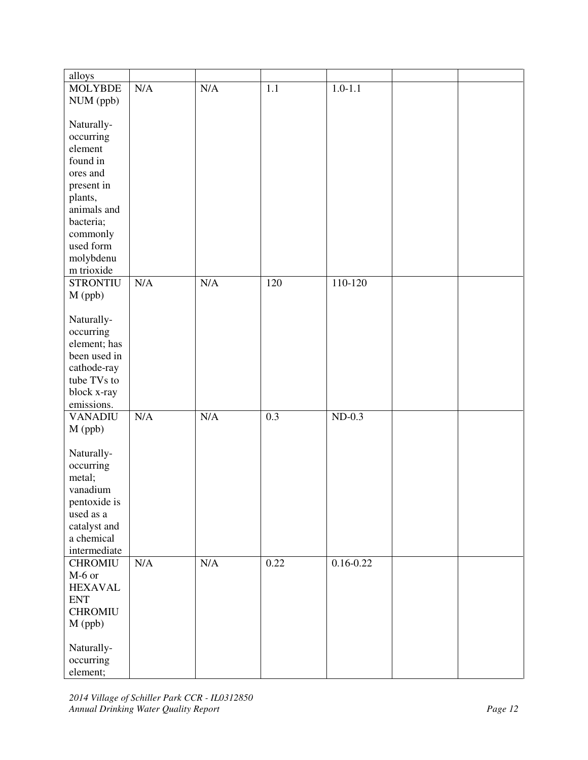| | | | | | | |
|---|---|---|---|---|---|---|
| alloys | | | | | | |
| MOLYBDENUM (ppb)<br><br>Naturally-occurring element found in ores and present in plants, animals and bacteria; commonly used form molybdenum trioxide | N/A | N/A | 1.1 | 1.0-1.1 | | |
| STRONTIUM (ppb)<br><br>Naturally-occurring element; has been used in cathode-ray tube TVs to block x-ray emissions. | N/A | N/A | 120 | 110-120 | | |
| VANADIUM (ppb)<br><br>Naturally-occurring metal; vanadium pentoxide is used as a catalyst and a chemical intermediate | N/A | N/A | 0.3 | ND-0.3 | | |
| CHROMIUM-6 or HEXAVALENT CHROMIUM (ppb)<br><br>Naturally-occurring element; | N/A | N/A | 0.22 | 0.16-0.22 | | |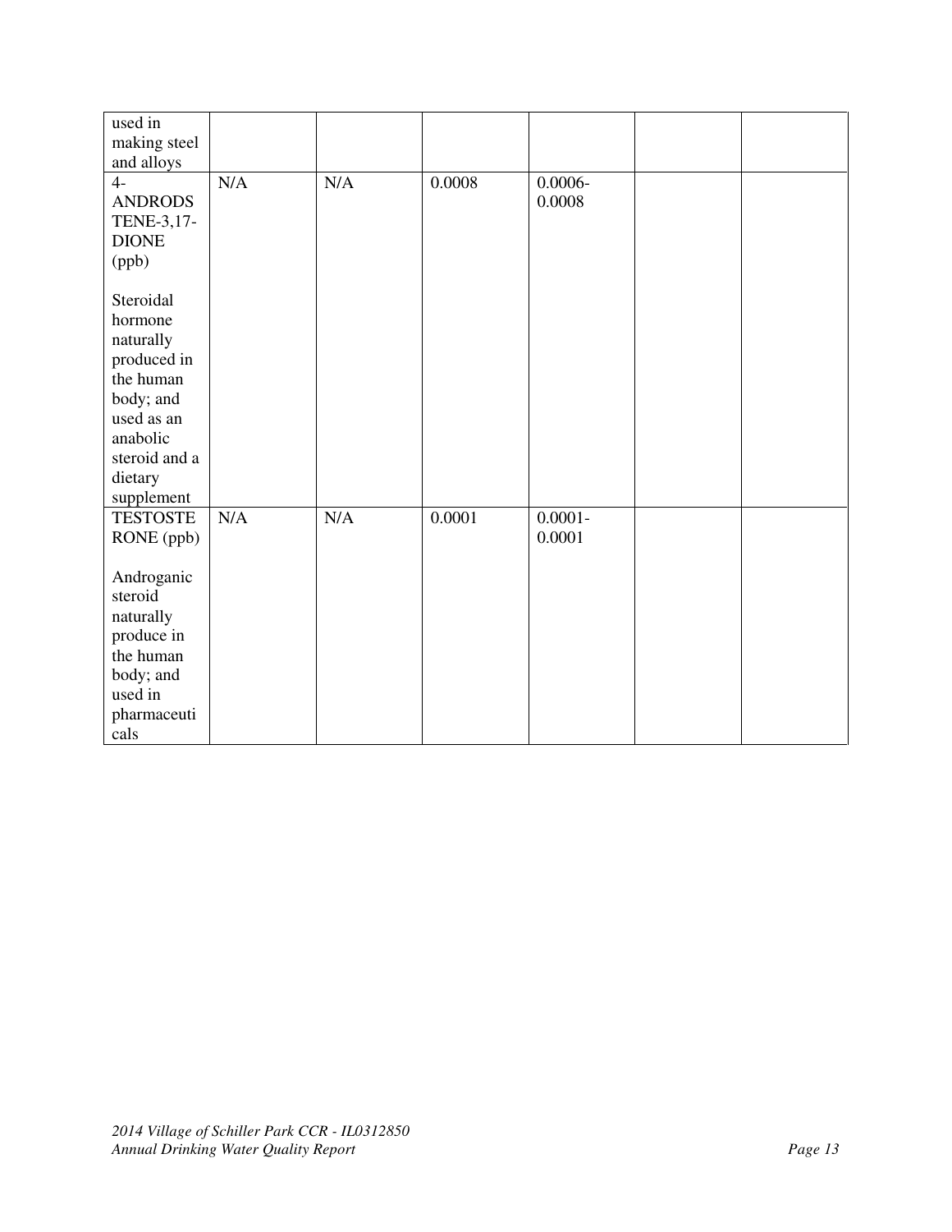| | | | | | | |
|---|---|---|---|---|---|---|
| used in making steel and alloys | | | | | | |
| 4-ANDRODSTENE-3,17-DIONE (ppb)<br><br>Steroidal hormone naturally produced in the human body; and used as an anabolic steroid and a dietary supplement | N/A | N/A | 0.0008 | 0.0006-0.0008 | | |
| TESTOSTERONE (ppb)<br><br>Androganic steroid naturally produce in the human body; and used in pharmaceuticals | N/A | N/A | 0.0001 | 0.0001-0.0001 | | |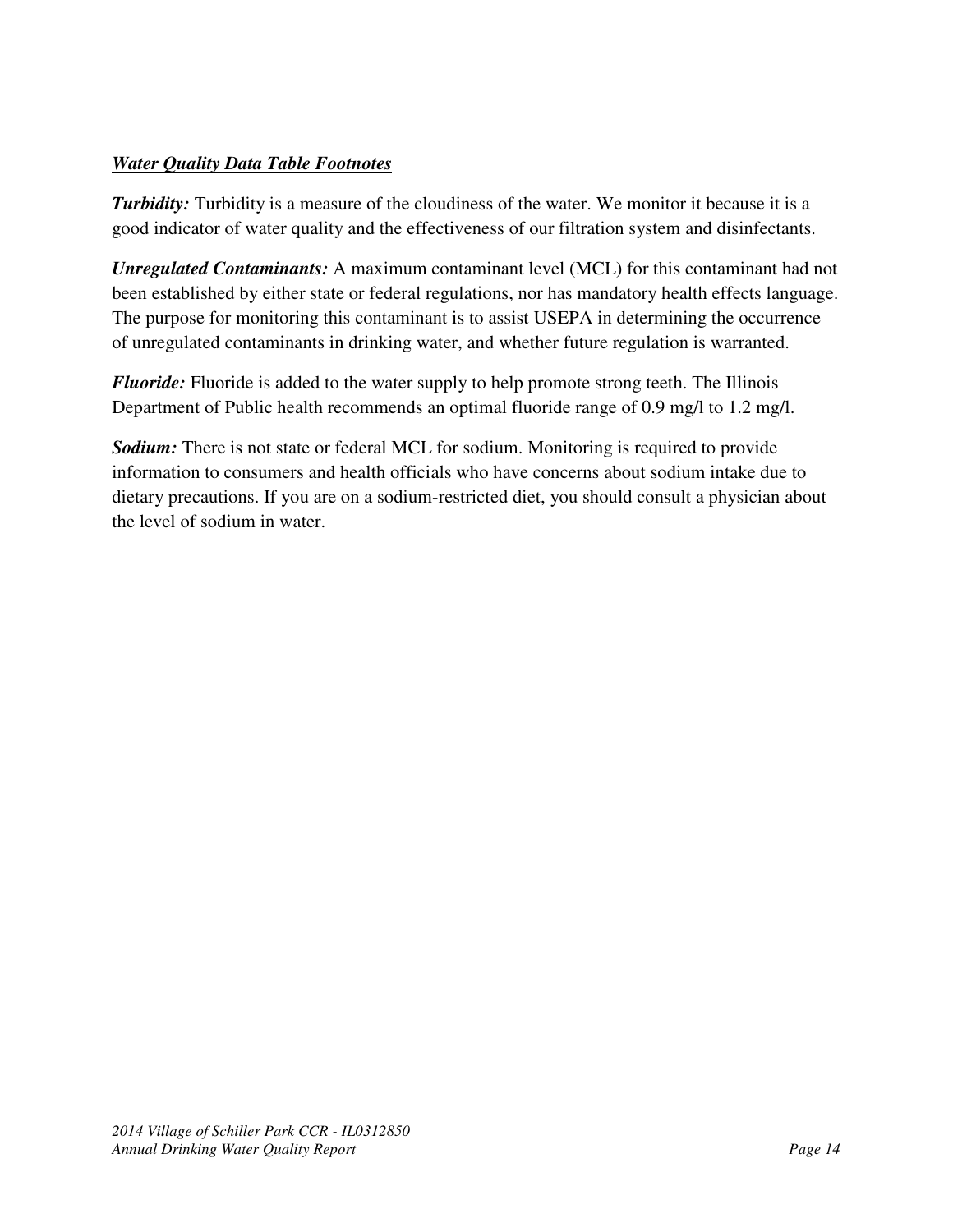***Water Quality Data Table Footnotes***

***Turbidity:*** Turbidity is a measure of the cloudiness of the water. We monitor it because it is a good indicator of water quality and the effectiveness of our filtration system and disinfectants.

***Unregulated Contaminants:*** A maximum contaminant level (MCL) for this contaminant had not been established by either state or federal regulations, nor has mandatory health effects language. The purpose for monitoring this contaminant is to assist USEPA in determining the occurrence of unregulated contaminants in drinking water, and whether future regulation is warranted.

***Fluoride:*** Fluoride is added to the water supply to help promote strong teeth. The Illinois Department of Public health recommends an optimal fluoride range of 0.9 mg/l to 1.2 mg/l.

***Sodium:*** There is not state or federal MCL for sodium. Monitoring is required to provide information to consumers and health officials who have concerns about sodium intake due to dietary precautions. If you are on a sodium-restricted diet, you should consult a physician about the level of sodium in water.